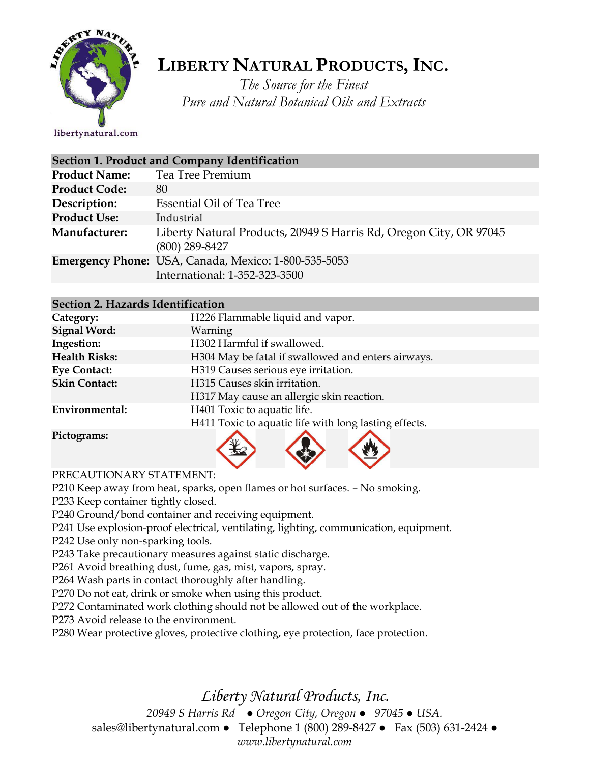# LIBERTY NATURAL PRODUCTS, INC.

*The Source for the Finest*
*Pure and Natural Botanical Oils and Extracts*

libertynatural.com

| **Section 1. Product and Company Identification** | |
|---|---|
| **Product Name:** | Tea Tree Premium |
| **Product Code:** | 80 |
| **Description:** | Essential Oil of Tea Tree |
| **Product Use:** | Industrial |
| **Manufacturer:** | Liberty Natural Products, 20949 S Harris Rd, Oregon City, OR 97045 (800) 289-8427 |
| **Emergency Phone:** | USA, Canada, Mexico: 1-800-535-5053<br>International: 1-352-323-3500 |

| **Section 2. Hazards Identification** | |
|---|---|
| **Category:** | H226 Flammable liquid and vapor. |
| **Signal Word:** | Warning |
| **Ingestion:** | H302 Harmful if swallowed. |
| **Health Risks:** | H304 May be fatal if swallowed and enters airways. |
| **Eye Contact:** | H319 Causes serious eye irritation. |
| **Skin Contact:** | H315 Causes skin irritation.<br>H317 May cause an allergic skin reaction. |
| **Environmental:** | H401 Toxic to aquatic life.<br>H411 Toxic to aquatic life with long lasting effects. |
| **Pictograms:** | |

PRECAUTIONARY STATEMENT:

P210 Keep away from heat, sparks, open flames or hot surfaces. – No smoking.
P233 Keep container tightly closed.
P240 Ground/bond container and receiving equipment.
P241 Use explosion-proof electrical, ventilating, lighting, communication, equipment.
P242 Use only non-sparking tools.
P243 Take precautionary measures against static discharge.
P261 Avoid breathing dust, fume, gas, mist, vapors, spray.
P264 Wash parts in contact thoroughly after handling.
P270 Do not eat, drink or smoke when using this product.
P272 Contaminated work clothing should not be allowed out of the workplace.
P273 Avoid release to the environment.
P280 Wear protective gloves, protective clothing, eye protection, face protection.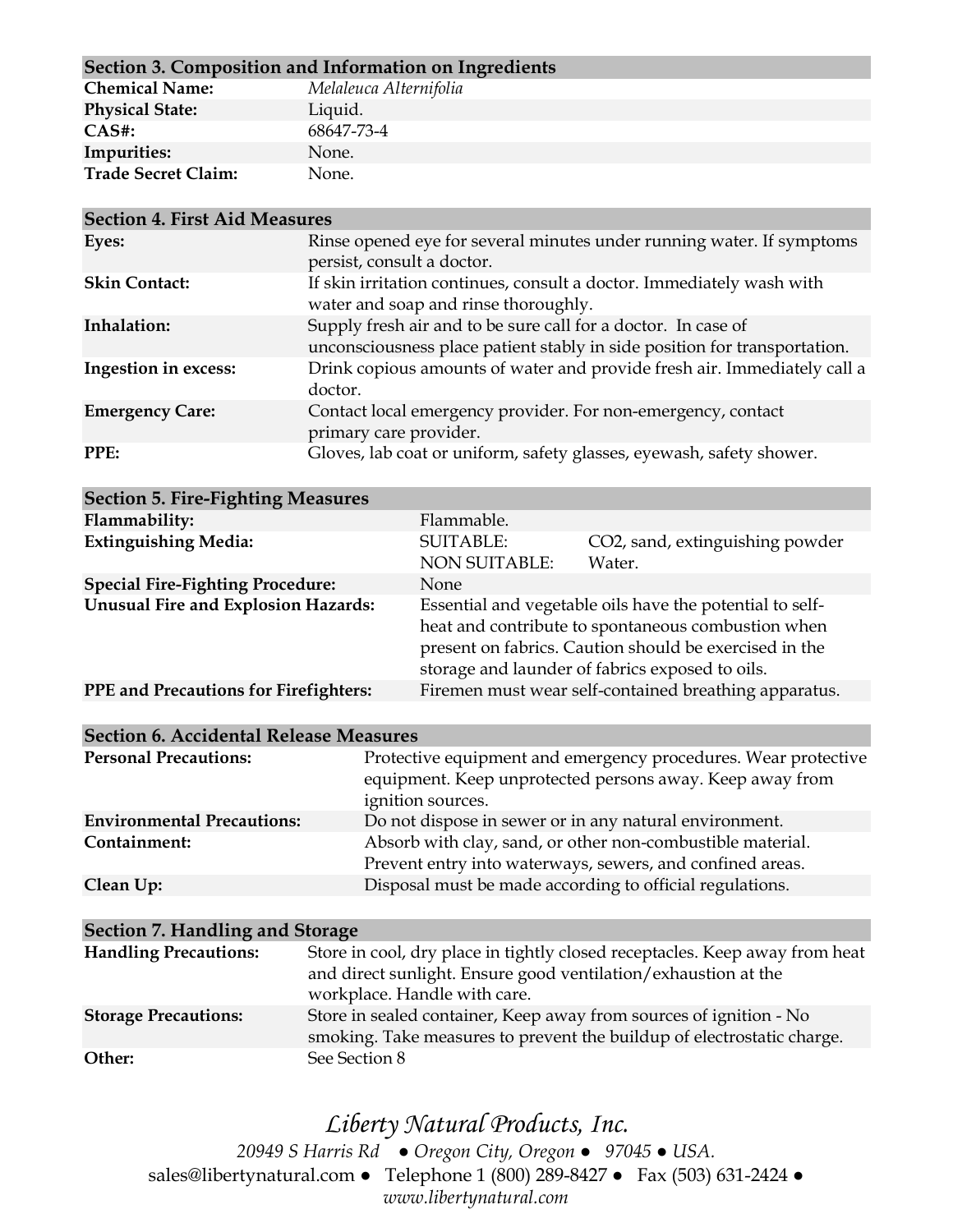## Section 3. Composition and Information on Ingredients

| | |
|---|---|
| **Chemical Name:** | *Melaleuca Alternifolia* |
| **Physical State:** | Liquid. |
| **CAS#:** | 68647-73-4 |
| **Impurities:** | None. |
| **Trade Secret Claim:** | None. |

## Section 4. First Aid Measures

| | |
|---|---|
| **Eyes:** | Rinse opened eye for several minutes under running water. If symptoms persist, consult a doctor. |
| **Skin Contact:** | If skin irritation continues, consult a doctor. Immediately wash with water and soap and rinse thoroughly. |
| **Inhalation:** | Supply fresh air and to be sure call for a doctor. In case of unconsciousness place patient stably in side position for transportation. |
| **Ingestion in excess:** | Drink copious amounts of water and provide fresh air. Immediately call a doctor. |
| **Emergency Care:** | Contact local emergency provider. For non-emergency, contact primary care provider. |
| **PPE:** | Gloves, lab coat or uniform, safety glasses, eyewash, safety shower. |

## Section 5. Fire-Fighting Measures

| | | |
|---|---|---|
| **Flammability:** | Flammable. | |
| **Extinguishing Media:** | SUITABLE: | $CO_2$, sand, extinguishing powder |
| | NON SUITABLE: | Water. |
| **Special Fire-Fighting Procedure:** | None | |
| **Unusual Fire and Explosion Hazards:** | Essential and vegetable oils have the potential to self-heat and contribute to spontaneous combustion when present on fabrics. Caution should be exercised in the storage and launder of fabrics exposed to oils. | |
| **PPE and Precautions for Firefighters:** | Firemen must wear self-contained breathing apparatus. | |

## Section 6. Accidental Release Measures

| | |
|---|---|
| **Personal Precautions:** | Protective equipment and emergency procedures. Wear protective equipment. Keep unprotected persons away. Keep away from ignition sources. |
| **Environmental Precautions:** | Do not dispose in sewer or in any natural environment. |
| **Containment:** | Absorb with clay, sand, or other non-combustible material. Prevent entry into waterways, sewers, and confined areas. |
| **Clean Up:** | Disposal must be made according to official regulations. |

## Section 7. Handling and Storage

| | |
|---|---|
| **Handling Precautions:** | Store in cool, dry place in tightly closed receptacles. Keep away from heat and direct sunlight. Ensure good ventilation/exhaustion at the workplace. Handle with care. |
| **Storage Precautions:** | Store in sealed container, Keep away from sources of ignition - No smoking. Take measures to prevent the buildup of electrostatic charge. |
| **Other:** | See Section 8 |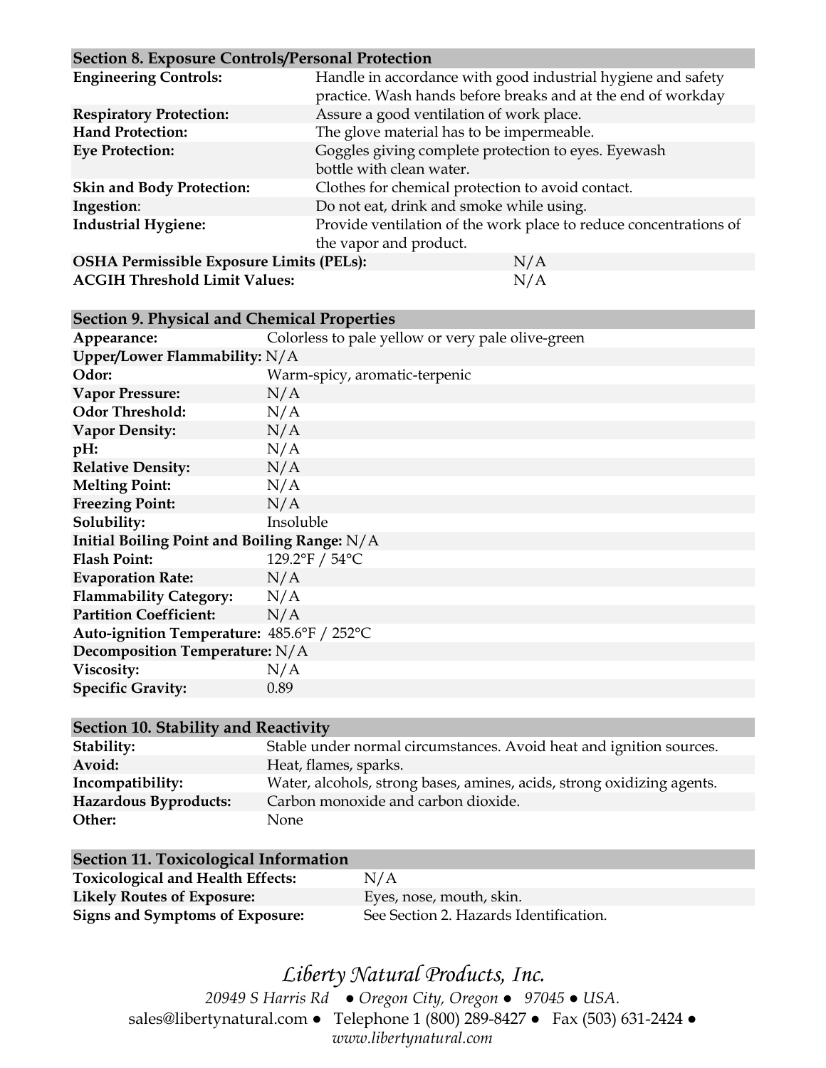## Section 8. Exposure Controls/Personal Protection

| | |
|---|---|
| **Engineering Controls:** | Handle in accordance with good industrial hygiene and safety practice. Wash hands before breaks and at the end of workday |
| **Respiratory Protection:** | Assure a good ventilation of work place. |
| **Hand Protection:** | The glove material has to be impermeable. |
| **Eye Protection:** | Goggles giving complete protection to eyes. Eyewash bottle with clean water. |
| **Skin and Body Protection:** | Clothes for chemical protection to avoid contact. |
| **Ingestion:** | Do not eat, drink and smoke while using. |
| **Industrial Hygiene:** | Provide ventilation of the work place to reduce concentrations of the vapor and product. |
| **OSHA Permissible Exposure Limits (PELs):** | N/A |
| **ACGIH Threshold Limit Values:** | N/A |

## Section 9. Physical and Chemical Properties

| | |
|---|---|
| **Appearance:** | Colorless to pale yellow or very pale olive-green |
| **Upper/Lower Flammability:** | N/A |
| **Odor:** | Warm-spicy, aromatic-terpenic |
| **Vapor Pressure:** | N/A |
| **Odor Threshold:** | N/A |
| **Vapor Density:** | N/A |
| **pH:** | N/A |
| **Relative Density:** | N/A |
| **Melting Point:** | N/A |
| **Freezing Point:** | N/A |
| **Solubility:** | Insoluble |
| **Initial Boiling Point and Boiling Range:** | N/A |
| **Flash Point:** | 129.2°F / 54°C |
| **Evaporation Rate:** | N/A |
| **Flammability Category:** | N/A |
| **Partition Coefficient:** | N/A |
| **Auto-ignition Temperature:** | 485.6°F / 252°C |
| **Decomposition Temperature:** | N/A |
| **Viscosity:** | N/A |
| **Specific Gravity:** | 0.89 |

## Section 10. Stability and Reactivity

| | |
|---|---|
| **Stability:** | Stable under normal circumstances. Avoid heat and ignition sources. |
| **Avoid:** | Heat, flames, sparks. |
| **Incompatibility:** | Water, alcohols, strong bases, amines, acids, strong oxidizing agents. |
| **Hazardous Byproducts:** | Carbon monoxide and carbon dioxide. |
| **Other:** | None |

## Section 11. Toxicological Information

| | |
|---|---|
| **Toxicological and Health Effects:** | N/A |
| **Likely Routes of Exposure:** | Eyes, nose, mouth, skin. |
| **Signs and Symptoms of Exposure:** | See Section 2. Hazards Identification. |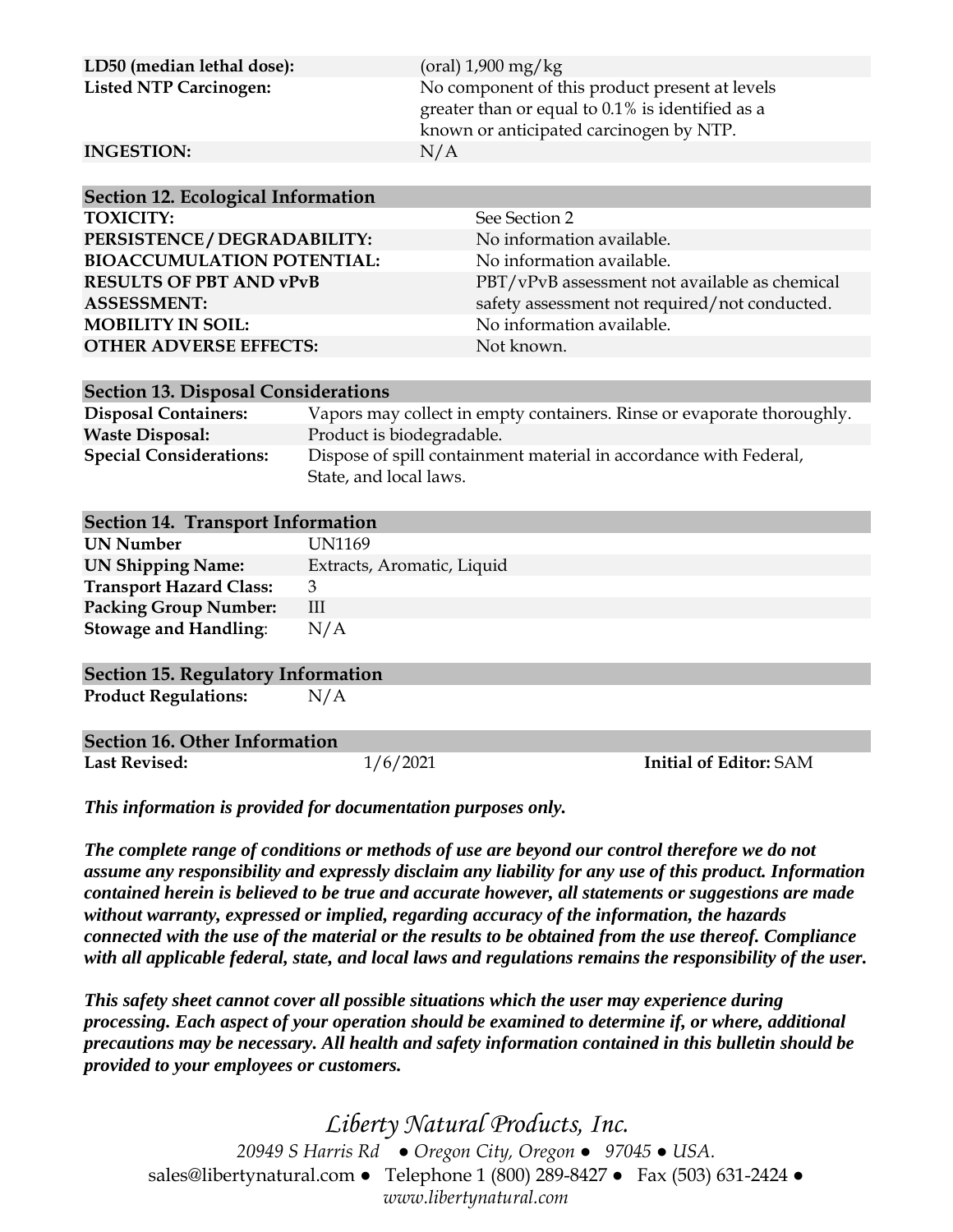| | |
|---|---|
| **LD50 (median lethal dose):** | (oral) 1,900 mg/kg |
| **Listed NTP Carcinogen:** | No component of this product present at levels greater than or equal to 0.1% is identified as a known or anticipated carcinogen by NTP. |
| **INGESTION:** | N/A |

## Section 12. Ecological Information

| | |
|---|---|
| **TOXICITY:** | See Section 2 |
| **PERSISTENCE / DEGRADABILITY:** | No information available. |
| **BIOACCUMULATION POTENTIAL:** | No information available. |
| **RESULTS OF PBT AND vPvB ASSESSMENT:** | PBT/vPvB assessment not available as chemical safety assessment not required/not conducted. |
| **MOBILITY IN SOIL:** | No information available. |
| **OTHER ADVERSE EFFECTS:** | Not known. |

## Section 13. Disposal Considerations

| | |
|---|---|
| **Disposal Containers:** | Vapors may collect in empty containers. Rinse or evaporate thoroughly. |
| **Waste Disposal:** | Product is biodegradable. |
| **Special Considerations:** | Dispose of spill containment material in accordance with Federal, State, and local laws. |

## Section 14. Transport Information

| | |
|---|---|
| **UN Number** | UN1169 |
| **UN Shipping Name:** | Extracts, Aromatic, Liquid |
| **Transport Hazard Class:** | 3 |
| **Packing Group Number:** | III |
| **Stowage and Handling**: | N/A |

## Section 15. Regulatory Information

**Product Regulations:** N/A

## Section 16. Other Information

**Last Revised:** 1/6/2021 **Initial of Editor:** SAM

***This information is provided for documentation purposes only.***

***The complete range of conditions or methods of use are beyond our control therefore we do not assume any responsibility and expressly disclaim any liability for any use of this product. Information contained herein is believed to be true and accurate however, all statements or suggestions are made without warranty, expressed or implied, regarding accuracy of the information, the hazards connected with the use of the material or the results to be obtained from the use thereof. Compliance with all applicable federal, state, and local laws and regulations remains the responsibility of the user.***

***This safety sheet cannot cover all possible situations which the user may experience during processing. Each aspect of your operation should be examined to determine if, or where, additional precautions may be necessary. All health and safety information contained in this bulletin should be provided to your employees or customers.***

*Liberty Natural Products, Inc.*

*20949 S Harris Rd ● Oregon City, Oregon ● 97045 ● USA.*

sales@libertynatural.com ● Telephone 1 (800) 289-8427 ● Fax (503) 631-2424 ●

*www.libertynatural.com*